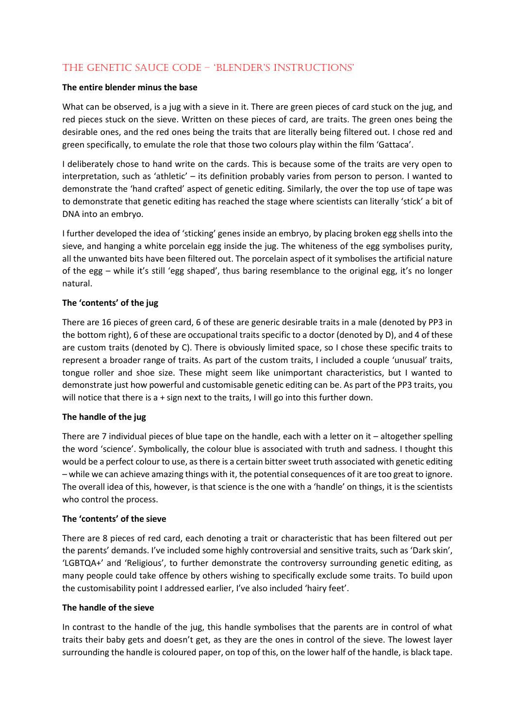# THE GENETIC SAUCE CODE – 'BLENDER'S INSTRUCTIONS'

**The entire blender minus the base**

What can be observed, is a jug with a sieve in it. There are green pieces of card stuck on the jug, and red pieces stuck on the sieve. Written on these pieces of card, are traits. The green ones being the desirable ones, and the red ones being the traits that are literally being filtered out. I chose red and green specifically, to emulate the role that those two colours play within the film 'Gattaca'.

I deliberately chose to hand write on the cards. This is because some of the traits are very open to interpretation, such as 'athletic' – its definition probably varies from person to person. I wanted to demonstrate the 'hand crafted' aspect of genetic editing. Similarly, the over the top use of tape was to demonstrate that genetic editing has reached the stage where scientists can literally 'stick' a bit of DNA into an embryo.

I further developed the idea of 'sticking' genes inside an embryo, by placing broken egg shells into the sieve, and hanging a white porcelain egg inside the jug. The whiteness of the egg symbolises purity, all the unwanted bits have been filtered out. The porcelain aspect of it symbolises the artificial nature of the egg – while it's still 'egg shaped', thus baring resemblance to the original egg, it's no longer natural.

**The 'contents' of the jug**

There are 16 pieces of green card, 6 of these are generic desirable traits in a male (denoted by PP3 in the bottom right), 6 of these are occupational traits specific to a doctor (denoted by D), and 4 of these are custom traits (denoted by C). There is obviously limited space, so I chose these specific traits to represent a broader range of traits. As part of the custom traits, I included a couple 'unusual' traits, tongue roller and shoe size. These might seem like unimportant characteristics, but I wanted to demonstrate just how powerful and customisable genetic editing can be. As part of the PP3 traits, you will notice that there is a + sign next to the traits, I will go into this further down.

**The handle of the jug**

There are 7 individual pieces of blue tape on the handle, each with a letter on it – altogether spelling the word 'science'. Symbolically, the colour blue is associated with truth and sadness. I thought this would be a perfect colour to use, as there is a certain bitter sweet truth associated with genetic editing – while we can achieve amazing things with it, the potential consequences of it are too great to ignore. The overall idea of this, however, is that science is the one with a 'handle' on things, it is the scientists who control the process.

**The 'contents' of the sieve**

There are 8 pieces of red card, each denoting a trait or characteristic that has been filtered out per the parents' demands. I've included some highly controversial and sensitive traits, such as 'Dark skin', 'LGBTQA+' and 'Religious', to further demonstrate the controversy surrounding genetic editing, as many people could take offence by others wishing to specifically exclude some traits. To build upon the customisability point I addressed earlier, I've also included 'hairy feet'.

**The handle of the sieve**

In contrast to the handle of the jug, this handle symbolises that the parents are in control of what traits their baby gets and doesn't get, as they are the ones in control of the sieve. The lowest layer surrounding the handle is coloured paper, on top of this, on the lower half of the handle, is black tape.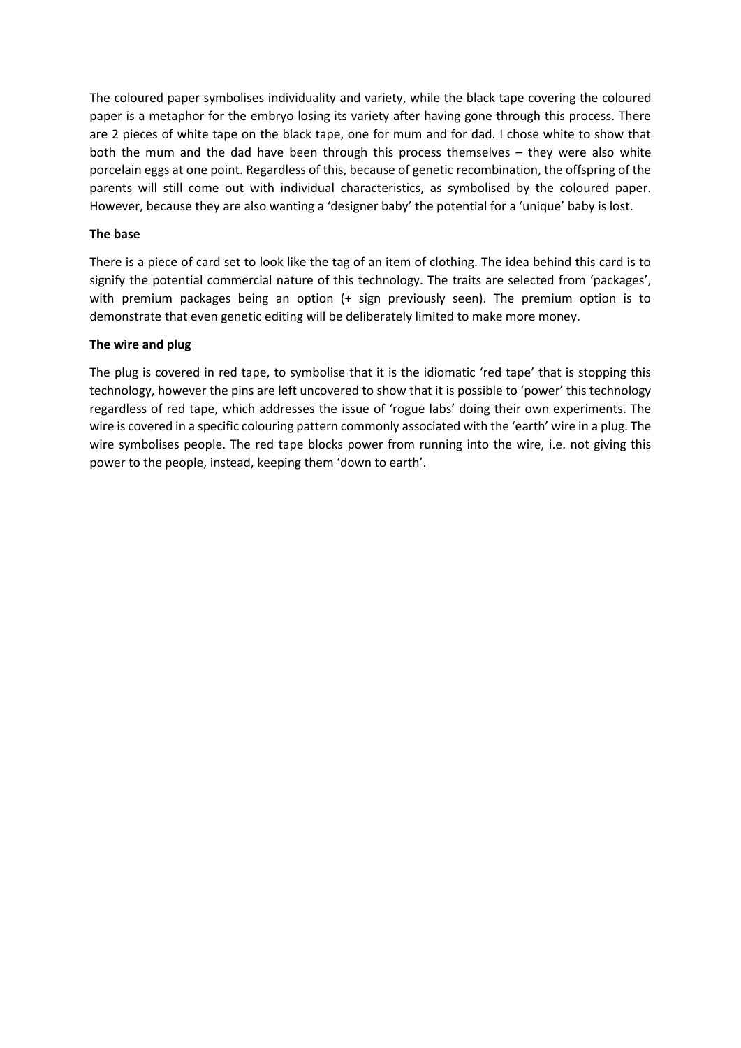The coloured paper symbolises individuality and variety, while the black tape covering the coloured paper is a metaphor for the embryo losing its variety after having gone through this process. There are 2 pieces of white tape on the black tape, one for mum and for dad. I chose white to show that both the mum and the dad have been through this process themselves – they were also white porcelain eggs at one point. Regardless of this, because of genetic recombination, the offspring of the parents will still come out with individual characteristics, as symbolised by the coloured paper. However, because they are also wanting a 'designer baby' the potential for a 'unique' baby is lost.

**The base**

There is a piece of card set to look like the tag of an item of clothing. The idea behind this card is to signify the potential commercial nature of this technology. The traits are selected from 'packages', with premium packages being an option (+ sign previously seen). The premium option is to demonstrate that even genetic editing will be deliberately limited to make more money.

**The wire and plug**

The plug is covered in red tape, to symbolise that it is the idiomatic 'red tape' that is stopping this technology, however the pins are left uncovered to show that it is possible to 'power' this technology regardless of red tape, which addresses the issue of 'rogue labs' doing their own experiments. The wire is covered in a specific colouring pattern commonly associated with the 'earth' wire in a plug. The wire symbolises people. The red tape blocks power from running into the wire, i.e. not giving this power to the people, instead, keeping them 'down to earth'.